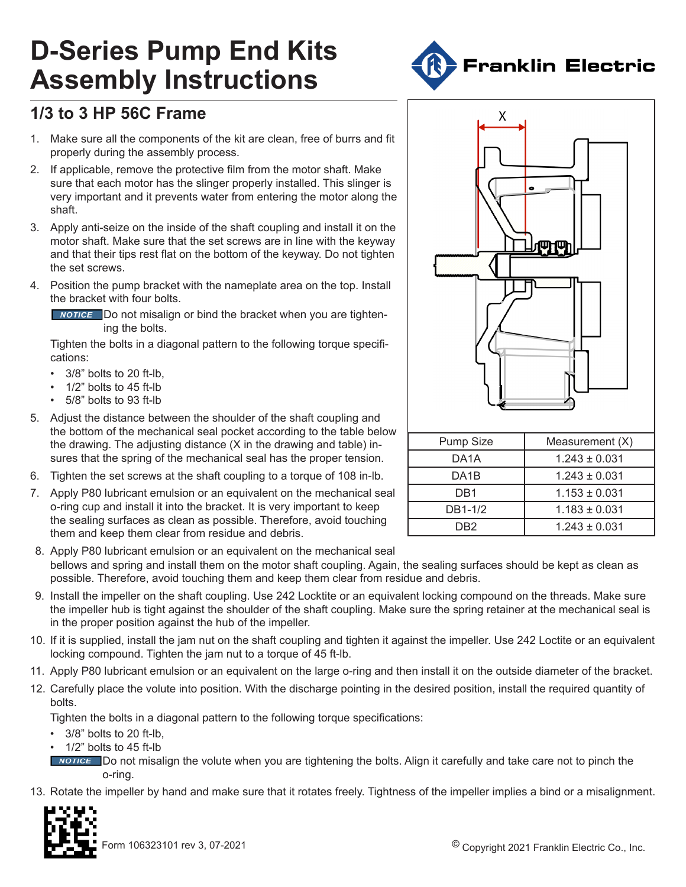# D-Series Pump End Kits Assembly Instructions

Franklin Electric

## 1/3 to 3 HP 56C Frame

1. Make sure all the components of the kit are clean, free of burrs and fit properly during the assembly process.
2. If applicable, remove the protective film from the motor shaft. Make sure that each motor has the slinger properly installed. This slinger is very important and it prevents water from entering the motor along the shaft.
3. Apply anti-seize on the inside of the shaft coupling and install it on the motor shaft. Make sure that the set screws are in line with the keyway and that their tips rest flat on the bottom of the keyway. Do not tighten the set screws.
4. Position the pump bracket with the nameplate area on the top. Install the bracket with four bolts.

   **NOTICE** Do not misalign or bind the bracket when you are tightening the bolts.

   Tighten the bolts in a diagonal pattern to the following torque specifications:

   - 3/8" bolts to 20 ft-lb,
   - 1/2" bolts to 45 ft-lb
   - 5/8" bolts to 93 ft-lb
5. Adjust the distance between the shoulder of the shaft coupling and the bottom of the mechanical seal pocket according to the table below the drawing. The adjusting distance (X in the drawing and table) insures that the spring of the mechanical seal has the proper tension.
6. Tighten the set screws at the shaft coupling to a torque of 108 in-lb.
7. Apply P80 lubricant emulsion or an equivalent on the mechanical seal o-ring cup and install it into the bracket. It is very important to keep the sealing surfaces as clean as possible. Therefore, avoid touching them and keep them clear from residue and debris.
8. Apply P80 lubricant emulsion or an equivalent on the mechanical seal bellows and spring and install them on the motor shaft coupling. Again, the sealing surfaces should be kept as clean as possible. Therefore, avoid touching them and keep them clear from residue and debris.
9. Install the impeller on the shaft coupling. Use 242 Locktite or an equivalent locking compound on the threads. Make sure the impeller hub is tight against the shoulder of the shaft coupling. Make sure the spring retainer at the mechanical seal is in the proper position against the hub of the impeller.
10. If it is supplied, install the jam nut on the shaft coupling and tighten it against the impeller. Use 242 Loctite or an equivalent locking compound. Tighten the jam nut to a torque of 45 ft-lb.
11. Apply P80 lubricant emulsion or an equivalent on the large o-ring and then install it on the outside diameter of the bracket.
12. Carefully place the volute into position. With the discharge pointing in the desired position, install the required quantity of bolts.

    Tighten the bolts in a diagonal pattern to the following torque specifications:

    - 3/8" bolts to 20 ft-lb,
    - 1/2" bolts to 45 ft-lb

    **NOTICE** Do not misalign the volute when you are tightening the bolts. Align it carefully and take care not to pinch the o-ring.
13. Rotate the impeller by hand and make sure that it rotates freely. Tightness of the impeller implies a bind or a misalignment.

X

| Pump Size | Measurement (X) |
|---|---|
| DA1A | 1.243 ± 0.031 |
| DA1B | 1.243 ± 0.031 |
| DB1 | 1.153 ± 0.031 |
| DB1-1/2 | 1.183 ± 0.031 |
| DB2 | 1.243 ± 0.031 |

Form 106323101 rev 3, 07-2021

© Copyright 2021 Franklin Electric Co., Inc.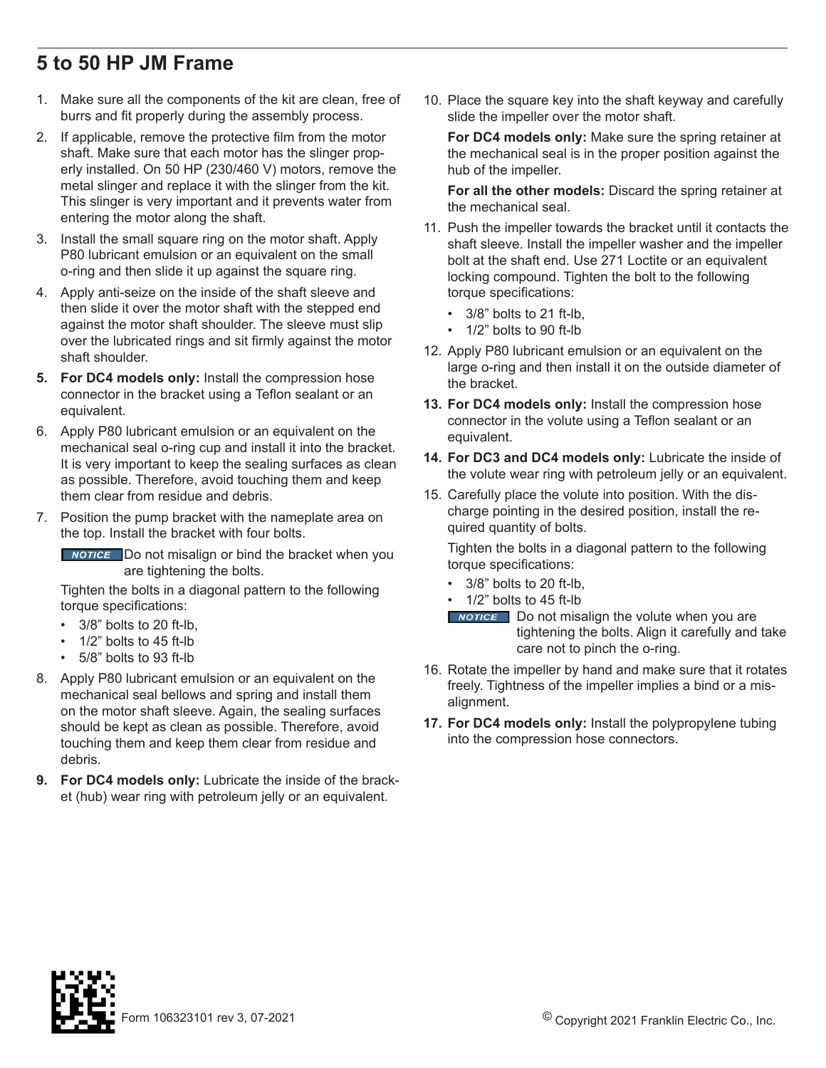## 5 to 50 HP JM Frame

1. Make sure all the components of the kit are clean, free of burrs and fit properly during the assembly process.
2. If applicable, remove the protective film from the motor shaft. Make sure that each motor has the slinger properly installed. On 50 HP (230/460 V) motors, remove the metal slinger and replace it with the slinger from the kit. This slinger is very important and it prevents water from entering the motor along the shaft.
3. Install the small square ring on the motor shaft. Apply P80 lubricant emulsion or an equivalent on the small o-ring and then slide it up against the square ring.
4. Apply anti-seize on the inside of the shaft sleeve and then slide it over the motor shaft with the stepped end against the motor shaft shoulder. The sleeve must slip over the lubricated rings and sit firmly against the motor shaft shoulder.
5. **For DC4 models only:** Install the compression hose connector in the bracket using a Teflon sealant or an equivalent.
6. Apply P80 lubricant emulsion or an equivalent on the mechanical seal o-ring cup and install it into the bracket. It is very important to keep the sealing surfaces as clean as possible. Therefore, avoid touching them and keep them clear from residue and debris.
7. Position the pump bracket with the nameplate area on the top. Install the bracket with four bolts.

   **NOTICE** Do not misalign or bind the bracket when you are tightening the bolts.

   Tighten the bolts in a diagonal pattern to the following torque specifications:

   - 3/8" bolts to 20 ft-lb,
   - 1/2" bolts to 45 ft-lb
   - 5/8" bolts to 93 ft-lb
8. Apply P80 lubricant emulsion or an equivalent on the mechanical seal bellows and spring and install them on the motor shaft sleeve. Again, the sealing surfaces should be kept as clean as possible. Therefore, avoid touching them and keep them clear from residue and debris.
9. **For DC4 models only:** Lubricate the inside of the bracket (hub) wear ring with petroleum jelly or an equivalent.
10. Place the square key into the shaft keyway and carefully slide the impeller over the motor shaft.

    **For DC4 models only:** Make sure the spring retainer at the mechanical seal is in the proper position against the hub of the impeller.

    **For all the other models:** Discard the spring retainer at the mechanical seal.
11. Push the impeller towards the bracket until it contacts the shaft sleeve. Install the impeller washer and the impeller bolt at the shaft end. Use 271 Loctite or an equivalent locking compound. Tighten the bolt to the following torque specifications:
    - 3/8" bolts to 21 ft-lb,
    - 1/2" bolts to 90 ft-lb
12. Apply P80 lubricant emulsion or an equivalent on the large o-ring and then install it on the outside diameter of the bracket.
13. **For DC4 models only:** Install the compression hose connector in the volute using a Teflon sealant or an equivalent.
14. **For DC3 and DC4 models only:** Lubricate the inside of the volute wear ring with petroleum jelly or an equivalent.
15. Carefully place the volute into position. With the discharge pointing in the desired position, install the required quantity of bolts.

    Tighten the bolts in a diagonal pattern to the following torque specifications:

    - 3/8" bolts to 20 ft-lb,
    - 1/2" bolts to 45 ft-lb

    **NOTICE** Do not misalign the volute when you are tightening the bolts. Align it carefully and take care not to pinch the o-ring.
16. Rotate the impeller by hand and make sure that it rotates freely. Tightness of the impeller implies a bind or a misalignment.
17. **For DC4 models only:** Install the polypropylene tubing into the compression hose connectors.

Form 106323101 rev 3, 07-2021

© Copyright 2021 Franklin Electric Co., Inc.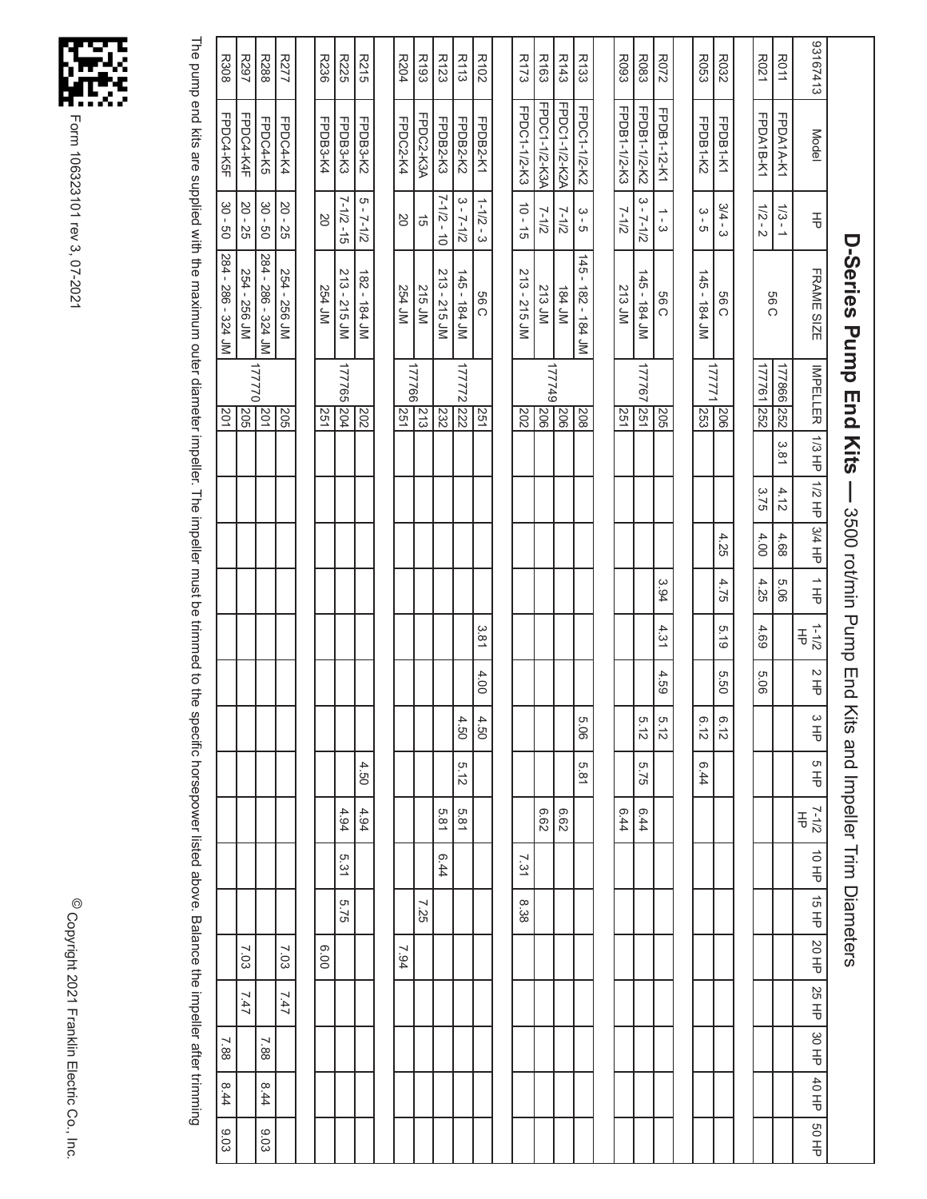# D-Series Pump End Kits — 3500 rot/min Pump End Kits and Impeller Trim Diameters

| 93167413 | Model | HP | FRAME SIZE | IMPELLER | | 1/3 HP | 1/2 HP | 3/4 HP | 1 HP | 1-1/2 HP | 2 HP | 3 HP | 5 HP | 7-1/2 HP | 10 HP | 15 HP | 20 HP | 25 HP | 30 HP | 40 HP | 50 HP |
|---|---|---|---|---|---|---|---|---|---|---|---|---|---|---|---|---|---|---|---|---|---|
| R011 | FPDA1A-K1 | 1/3 - 1 | 56 C | 177866 | 252 | 3.81 | 4.12 | 4.68 | 5.06 | | | | | | | | | | | | |
| R021 | FPDA1B-K1 | 1/2 - 2 | 56 C | 177761 | 252 | | 3.75 | 4.00 | 4.25 | 4.69 | 5.06 | | | | | | | | | | |
| R032 | FPDB1-K1 | 3/4 - 3 | 56 C | 177771 | 206 | | | 4.25 | 4.75 | 5.19 | 5.50 | 6.12 | | | | | | | | | |
| R053 | FPDB1-K2 | 3 - 5 | 145 - 184 JM | 177771 | 253 | | | | | | | 6.12 | 6.44 | | | | | | | | |
| R072 | FPDB1-12-K1 | 1 - 3 | 56 C | 177767 | 205 | | | | 3.94 | 4.31 | 4.59 | 5.12 | | | | | | | | | |
| R083 | FPDB1-1/2-K2 | 3 - 7-1/2 | 145 - 184 JM | 177767 | 251 | | | | | | | 5.12 | 5.75 | 6.44 | | | | | | | |
| R093 | FPDB1-1/2-K3 | 7-1/2 | 213 JM | 177767 | 251 | | | | | | | | | 6.44 | | | | | | | |
| R133 | FPDC1-1/2-K2 | 3 - 5 | 145 - 182 - 184 JM | 177749 | 208 | | | | | | | 5.06 | 5.81 | | | | | | | | |
| R143 | FPDC1-1/2-K2A | 7-1/2 | 184 JM | 177749 | 206 | | | | | | | | | 6.62 | | | | | | | |
| R163 | FPDC1-1/2-K3A | 7-1/2 | 213 JM | 177749 | 206 | | | | | | | | | 6.62 | | | | | | | |
| R173 | FPDC1-1/2-K3 | 10 - 15 | 213 - 215 JM | 177749 | 202 | | | | | | | | | | 7.31 | 8.38 | | | | | |
| R102 | FPDB2-K1 | 1-1/2 - 3 | 56 C | 177772 | 251 | | | | | 3.81 | 4.00 | 4.50 | | | | | | | | | |
| R113 | FPDB2-K2 | 3 - 7-1/2 | 145 - 184 JM | 177772 | 222 | | | | | | | 4.50 | 5.12 | 5.81 | | | | | | | |
| R123 | FPDB2-K3 | 7-1/2 - 10 | 213 - 215 JM | 177772 | 232 | | | | | | | | | 5.81 | 6.44 | | | | | | |
| R193 | FPDC2-K3A | 15 | 215 JM | 177766 | 213 | | | | | | | | | | | 7.25 | | | | | |
| R204 | FPDC2-K4 | 20 | 254 JM | 177766 | 251 | | | | | | | | | | | | 7.94 | | | | |
| R215 | FPDB3-K2 | 5 - 7-1/2 | 182 - 184 JM | 177765 | 202 | | | | | | | | 4.50 | 4.94 | | | | | | | |
| R225 | FPDB3-K3 | 7-1/2 -15 | 213 - 215 JM | 177765 | 204 | | | | | | | | | 4.94 | 5.31 | 5.75 | | | | | |
| R236 | FPDB3-K4 | 20 | 254 JM | 177765 | 251 | | | | | | | | | | | | 6.00 | | | | |
| R277 | FPDC4-K4 | 20 - 25 | 254 - 256 JM | 177770 | 205 | | | | | | | | | | | | 7.03 | 7.47 | | | |
| R288 | FPDC4-K5 | 30 - 50 | 284 - 286 - 324 JM | 177770 | 201 | | | | | | | | | | | | | | 7.88 | 8.44 | 9.03 |
| R297 | FPDC4-K4F | 20 - 25 | 254 - 256 JM | 177770 | 205 | | | | | | | | | | | | 7.03 | 7.47 | | | |
| R308 | FPDC4-K5F | 30 - 50 | 284 - 286 - 324 JM | 177770 | 201 | | | | | | | | | | | | | | 7.88 | 8.44 | 9.03 |

The pump end kits are supplied with the maximum outer diameter impeller. The impeller must be trimmed to the specific horsepower listed above. Balance the impeller after trimming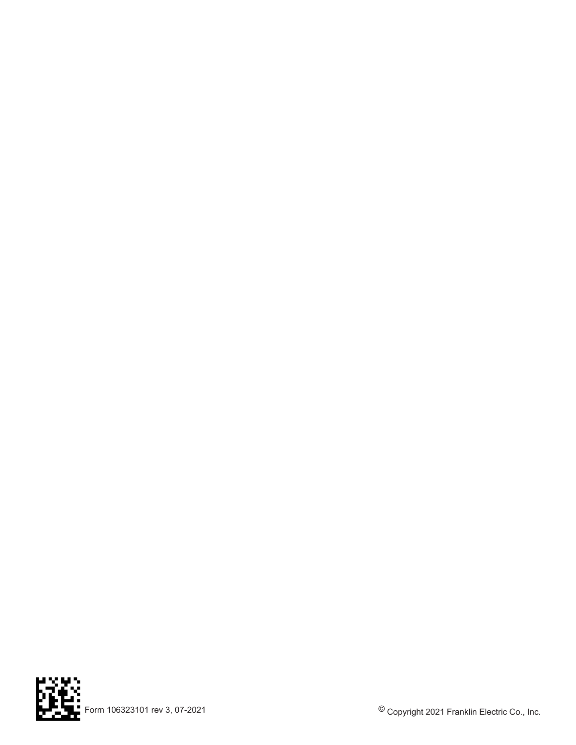Form 106323101 rev 3, 07-2021

© Copyright 2021 Franklin Electric Co., Inc.